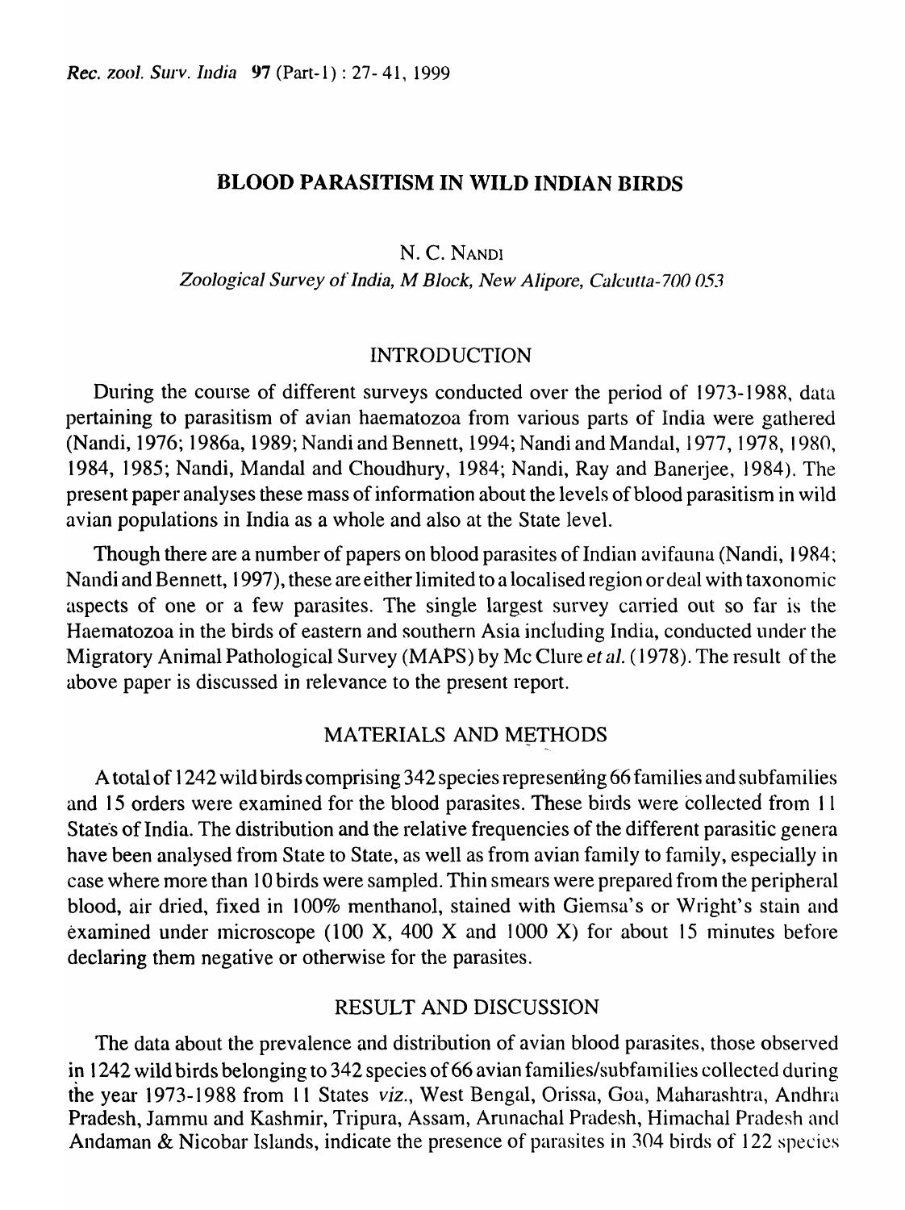# BLOOD PARASITISM IN WILD INDIAN BIRDS

N. C. NANDI

*Zoological Survey of India, M Block, New Alipore, Calcutta-700 053*

## INTRODUCTION

During the course of different surveys conducted over the period of 1973-1988, data pertaining to parasitism of avian haematozoa from various parts of India were gathered (Nandi, 1976; 1986a, 1989; Nandi and Bennett, 1994; Nandi and Mandal, 1977, 1978, 1980, 1984, 1985; Nandi, Mandal and Choudhury, 1984; Nandi, Ray and Banerjee, 1984). The present paper analyses these mass of information about the levels of blood parasitism in wild avian populations in India as a whole and also at the State level.

Though there are a number of papers on blood parasites of Indian avifauna (Nandi, 1984; Nandi and Bennett, 1997), these are either limited to a localised region or deal with taxonomic aspects of one or a few parasites. The single largest survey carried out so far is the Haematozoa in the birds of eastern and southern Asia including India, conducted under the Migratory Animal Pathological Survey (MAPS) by Mc Clure *et al.* (1978). The result of the above paper is discussed in relevance to the present report.

## MATERIALS AND METHODS

A total of 1242 wild birds comprising 342 species representing 66 families and subfamilies and 15 orders were examined for the blood parasites. These birds were collected from 11 States of India. The distribution and the relative frequencies of the different parasitic genera have been analysed from State to State, as well as from avian family to family, especially in case where more than 10 birds were sampled. Thin smears were prepared from the peripheral blood, air dried, fixed in 100% menthanol, stained with Giemsa's or Wright's stain and examined under microscope (100 X, 400 X and 1000 X) for about 15 minutes before declaring them negative or otherwise for the parasites.

## RESULT AND DISCUSSION

The data about the prevalence and distribution of avian blood parasites, those observed in 1242 wild birds belonging to 342 species of 66 avian families/subfamilies collected during the year 1973-1988 from 11 States *viz.*, West Bengal, Orissa, Goa, Maharashtra, Andhra Pradesh, Jammu and Kashmir, Tripura, Assam, Arunachal Pradesh, Himachal Pradesh and Andaman & Nicobar Islands, indicate the presence of parasites in 304 birds of 122 species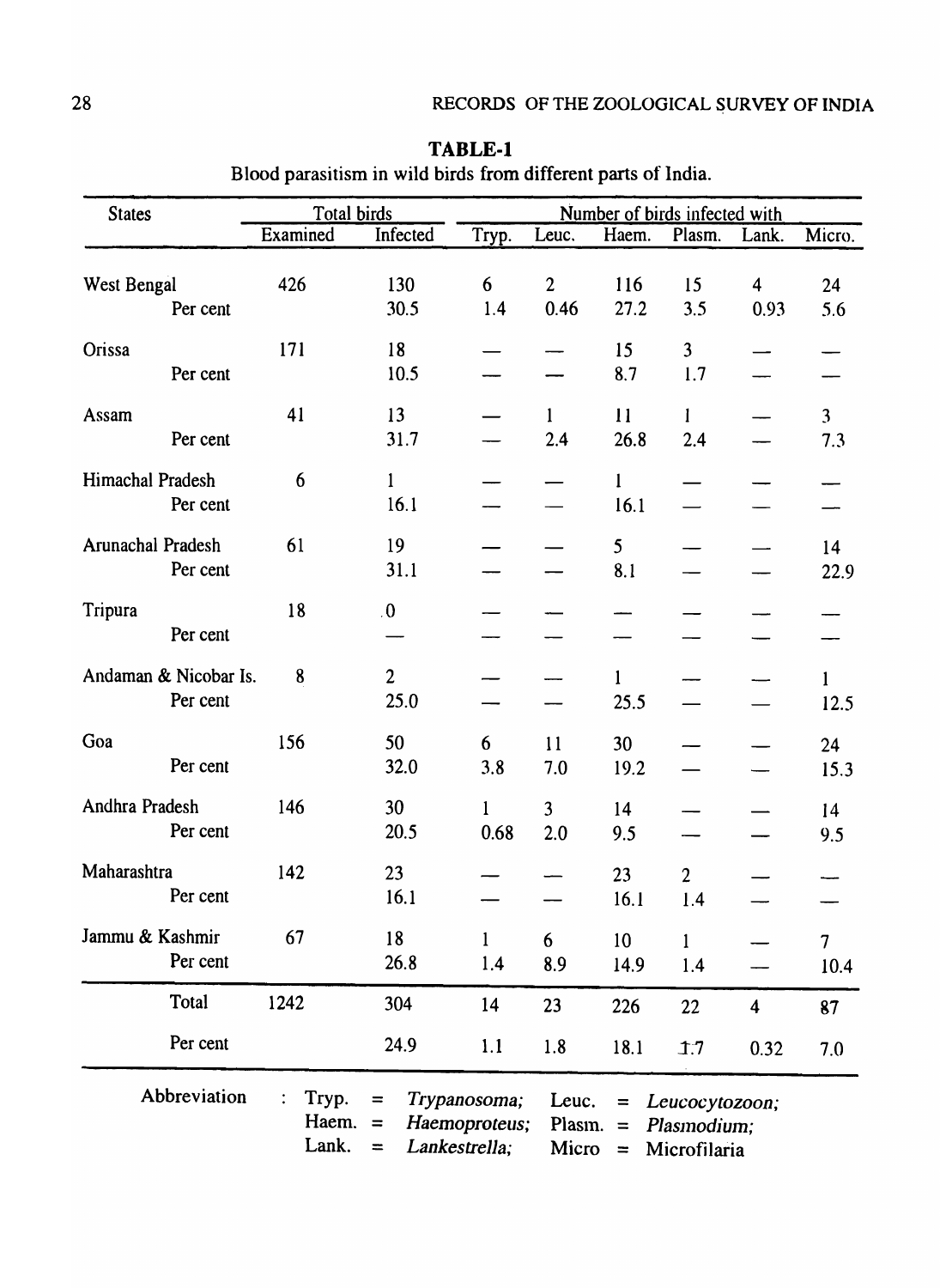**TABLE-1**

Blood parasitism in wild birds from different parts of India.

| States | Total birds | | Number of birds infected with | | | | | |
|---|---|---|---|---|---|---|---|---|
| | Examined | Infected | Tryp. | Leuc. | Haem. | Plasm. | Lank. | Micro. |
| West Bengal | 426 | 130 | 6 | 2 | 116 | 15 | 4 | 24 |
| Per cent | | 30.5 | 1.4 | 0.46 | 27.2 | 3.5 | 0.93 | 5.6 |
| Orissa | 171 | 18 | — | — | 15 | 3 | — | — |
| Per cent | | 10.5 | — | — | 8.7 | 1.7 | — | — |
| Assam | 41 | 13 | — | 1 | 11 | 1 | — | 3 |
| Per cent | | 31.7 | — | 2.4 | 26.8 | 2.4 | — | 7.3 |
| Himachal Pradesh | 6 | 1 | — | — | 1 | — | — | — |
| Per cent | | 16.1 | — | — | 16.1 | — | — | — |
| Arunachal Pradesh | 61 | 19 | — | — | 5 | — | — | 14 |
| Per cent | | 31.1 | — | — | 8.1 | — | — | 22.9 |
| Tripura | 18 | 0 | — | — | — | — | — | — |
| Per cent | | — | — | — | — | — | — | — |
| Andaman & Nicobar Is. | 8 | 2 | — | — | 1 | — | — | 1 |
| Per cent | | 25.0 | — | — | 25.5 | — | — | 12.5 |
| Goa | 156 | 50 | 6 | 11 | 30 | — | — | 24 |
| Per cent | | 32.0 | 3.8 | 7.0 | 19.2 | — | — | 15.3 |
| Andhra Pradesh | 146 | 30 | 1 | 3 | 14 | — | — | 14 |
| Per cent | | 20.5 | 0.68 | 2.0 | 9.5 | — | — | 9.5 |
| Maharashtra | 142 | 23 | — | — | 23 | 2 | — | — |
| Per cent | | 16.1 | — | — | 16.1 | 1.4 | — | — |
| Jammu & Kashmir | 67 | 18 | 1 | 6 | 10 | 1 | — | 7 |
| Per cent | | 26.8 | 1.4 | 8.9 | 14.9 | 1.4 | — | 10.4 |
| Total | 1242 | 304 | 14 | 23 | 226 | 22 | 4 | 87 |
| Per cent | | 24.9 | 1.1 | 1.8 | 18.1 | 1.7 | 0.32 | 7.0 |

Abbreviation : Tryp. = *Trypanosoma*; Leuc. = *Leucocytozoon*; Haem. = *Haemoproteus*; Plasm. = *Plasmodium*; Lank. = *Lankestrella*; Micro = Microfilaria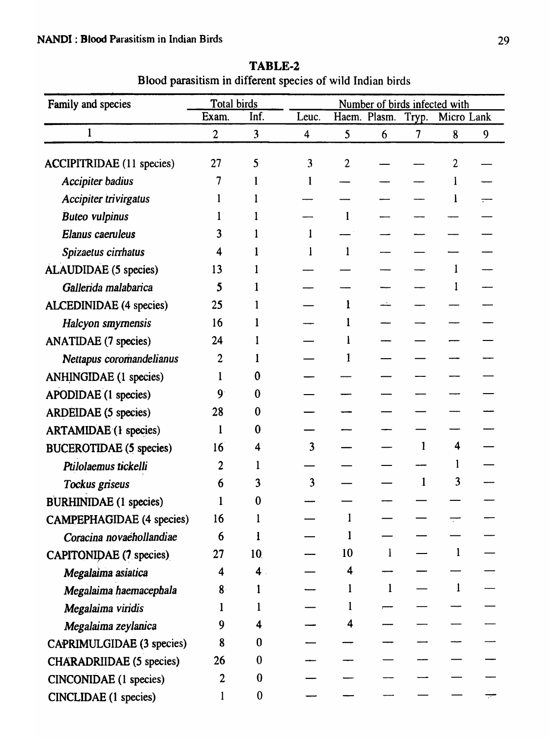**TABLE-2**

Blood parasitism in different species of wild Indian birds

| Family and species | Total birds | | Number of birds infected with | | | | | |
|---|---|---|---|---|---|---|---|---|
| | Exam. | Inf. | Leuc. | Haem. | Plasm. | Tryp. | Micro | Lank |
| 1 | 2 | 3 | 4 | 5 | 6 | 7 | 8 | 9 |
| ACCIPITRIDAE (11 species) | 27 | 5 | 3 | 2 | — | — | 2 | — |
| *Accipiter badius* | 7 | 1 | 1 | — | — | — | 1 | — |
| *Accipiter trivirgatus* | 1 | 1 | — | — | — | — | 1 | — |
| *Buteo vulpinus* | 1 | 1 | — | 1 | — | — | — | — |
| *Elanus caeruleus* | 3 | 1 | 1 | — | — | — | — | — |
| *Spizaetus cirrhatus* | 4 | 1 | 1 | 1 | — | — | — | — |
| ALAUDIDAE (5 species) | 13 | 1 | — | — | — | — | 1 | — |
| *Gallerida malabarica* | 5 | 1 | — | — | — | — | 1 | — |
| ALCEDINIDAE (4 species) | 25 | 1 | — | 1 | — | — | — | — |
| *Halcyon smyrnensis* | 16 | 1 | — | 1 | — | — | — | — |
| ANATIDAE (7 species) | 24 | 1 | — | 1 | — | — | — | — |
| *Nettapus coromandelianus* | 2 | 1 | — | 1 | — | — | — | — |
| ANHINGIDAE (1 species) | 1 | 0 | — | — | — | — | — | — |
| APODIDAE (1 species) | 9 | 0 | — | — | — | — | — | — |
| ARDEIDAE (5 species) | 28 | 0 | — | — | — | — | — | — |
| ARTAMIDAE (1 species) | 1 | 0 | — | — | — | — | — | — |
| BUCEROTIDAE (5 species) | 16 | 4 | 3 | — | — | 1 | 4 | — |
| *Ptilolaemus tickelli* | 2 | 1 | — | — | — | — | 1 | — |
| *Tockus griseus* | 6 | 3 | 3 | — | — | 1 | 3 | — |
| BURHINIDAE (1 species) | 1 | 0 | — | — | — | — | — | — |
| CAMPEPHAGIDAE (4 species) | 16 | 1 | — | 1 | — | — | — | — |
| *Coracina novaehollandiae* | 6 | 1 | — | 1 | — | — | — | — |
| CAPITONIDAE (7 species) | 27 | 10 | — | 10 | 1 | — | 1 | — |
| *Megalaima asiatica* | 4 | 4 | — | 4 | — | — | — | — |
| *Megalaima haemacephala* | 8 | 1 | — | 1 | 1 | — | 1 | — |
| *Megalaima viridis* | 1 | 1 | — | 1 | — | — | — | — |
| *Megalaima zeylanica* | 9 | 4 | — | 4 | — | — | — | — |
| CAPRIMULGIDAE (3 species) | 8 | 0 | — | — | — | — | — | — |
| CHARADRIIDAE (5 species) | 26 | 0 | — | — | — | — | — | — |
| CINCONIDAE (1 species) | 2 | 0 | — | — | — | — | — | — |
| CINCLIDAE (1 species) | 1 | 0 | — | — | — | — | — | — |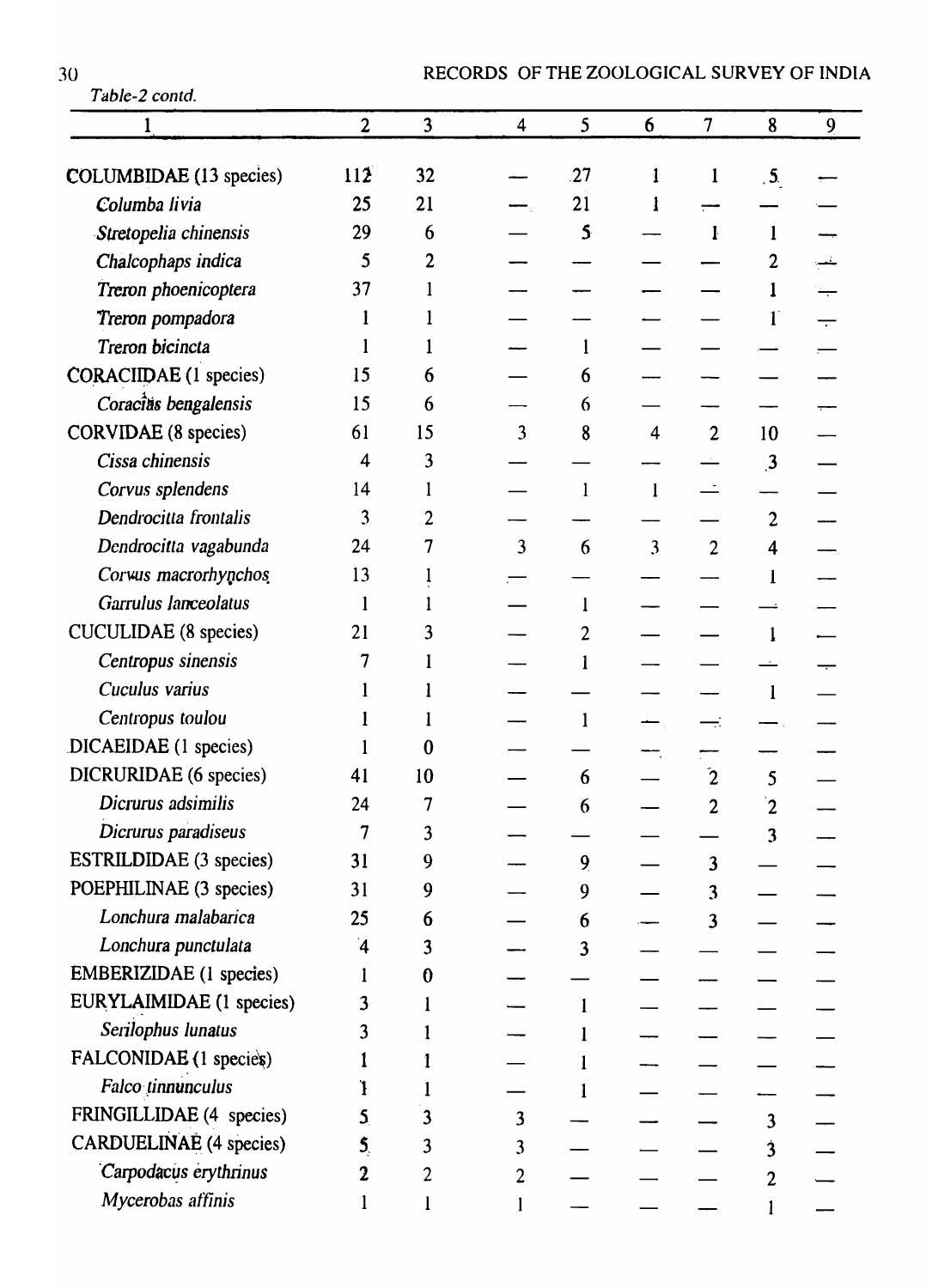*Table-2 contd.*

| 1 | 2 | 3 | 4 | 5 | 6 | 7 | 8 | 9 |
|---|---|---|---|---|---|---|---|---|
| COLUMBIDAE (13 species) | 112 | 32 | — | 27 | 1 | 1 | 5 | — |
| *Columba livia* | 25 | 21 | — | 21 | 1 | — | — | — |
| *Stretopelia chinensis* | 29 | 6 | — | 5 | — | 1 | 1 | — |
| *Chalcophaps indica* | 5 | 2 | — | — | — | — | 2 | — |
| *Treron phoenicoptera* | 37 | 1 | — | — | — | — | 1 | — |
| *Treron pompadora* | 1 | 1 | — | — | — | — | 1 | — |
| *Treron bicincta* | 1 | 1 | — | 1 | — | — | — | — |
| CORACIIDAE (1 species) | 15 | 6 | — | 6 | — | — | — | — |
| *Coracias bengalensis* | 15 | 6 | — | 6 | — | — | — | — |
| CORVIDAE (8 species) | 61 | 15 | 3 | 8 | 4 | 2 | 10 | — |
| *Cissa chinensis* | 4 | 3 | — | — | — | — | 3 | — |
| *Corvus splendens* | 14 | 1 | — | 1 | 1 | — | — | — |
| *Dendrocitta frontalis* | 3 | 2 | — | — | — | — | 2 | — |
| *Dendrocitta vagabunda* | 24 | 7 | 3 | 6 | 3 | 2 | 4 | — |
| *Corvus macrorhynchos* | 13 | 1 | — | — | — | — | 1 | — |
| *Garrulus lanceolatus* | 1 | 1 | — | 1 | — | — | — | — |
| CUCULIDAE (8 species) | 21 | 3 | — | 2 | — | — | 1 | — |
| *Centropus sinensis* | 7 | 1 | — | 1 | — | — | — | — |
| *Cuculus varius* | 1 | 1 | — | — | — | — | 1 | — |
| *Centropus toulou* | 1 | 1 | — | 1 | — | — | — | — |
| DICAEIDAE (1 species) | 1 | 0 | — | — | — | — | — | — |
| DICRURIDAE (6 species) | 41 | 10 | — | 6 | — | 2 | 5 | — |
| *Dicrurus adsimilis* | 24 | 7 | — | 6 | — | 2 | 2 | — |
| *Dicrurus paradiseus* | 7 | 3 | — | — | — | — | 3 | — |
| ESTRILDIDAE (3 species) | 31 | 9 | — | 9 | — | 3 | — | — |
| POEPHILINAE (3 species) | 31 | 9 | — | 9 | — | 3 | — | — |
| *Lonchura malabarica* | 25 | 6 | — | 6 | — | 3 | — | — |
| *Lonchura punctulata* | 4 | 3 | — | 3 | — | — | — | — |
| EMBERIZIDAE (1 species) | 1 | 0 | — | — | — | — | — | — |
| EURYLAIMIDAE (1 species) | 3 | 1 | — | 1 | — | — | — | — |
| *Serilophus lunatus* | 3 | 1 | — | 1 | — | — | — | — |
| FALCONIDAE (1 species) | 1 | 1 | — | 1 | — | — | — | — |
| *Falco tinnunculus* | 1 | 1 | — | 1 | — | — | — | — |
| FRINGILLIDAE (4 species) | 5 | 3 | 3 | — | — | — | 3 | — |
| CARDUELINAE (4 species) | 5 | 3 | 3 | — | — | — | 3 | — |
| *Carpodacus erythrinus* | 2 | 2 | 2 | — | — | — | 2 | — |
| *Mycerobas affinis* | 1 | 1 | 1 | — | — | — | 1 | — |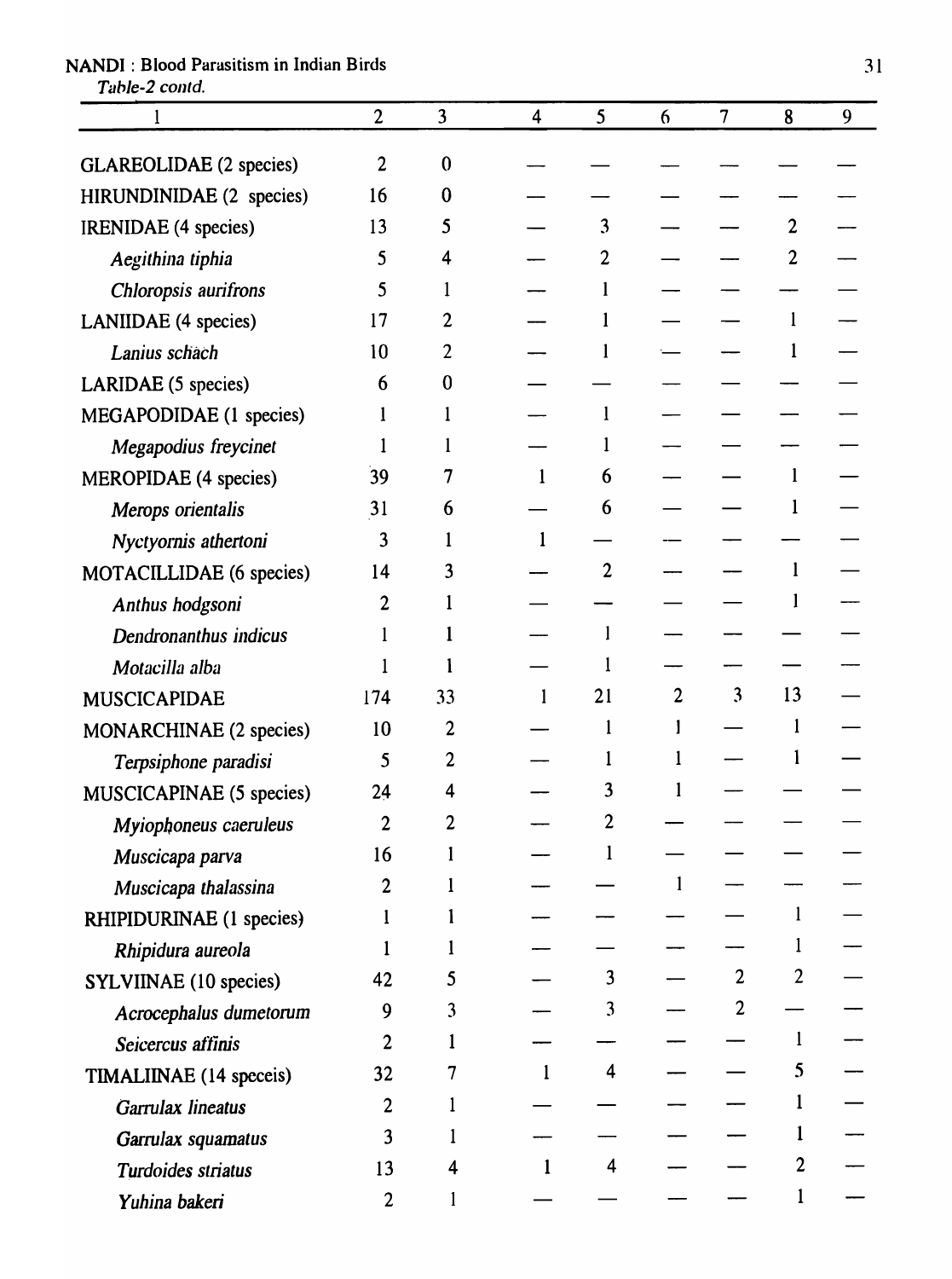*Table-2 contd.*

| 1 | 2 | 3 | 4 | 5 | 6 | 7 | 8 | 9 |
|---|---|---|---|---|---|---|---|---|
| GLAREOLIDAE (2 species) | 2 | 0 | — | — | — | — | — | — |
| HIRUNDINIDAE (2 species) | 16 | 0 | — | — | — | — | — | — |
| IRENIDAE (4 species) | 13 | 5 | — | 3 | — | — | 2 | — |
| *Aegithina tiphia* | 5 | 4 | — | 2 | — | — | 2 | — |
| *Chloropsis aurifrons* | 5 | 1 | — | 1 | — | — | — | — |
| LANIIDAE (4 species) | 17 | 2 | — | 1 | — | — | 1 | — |
| *Lanius schach* | 10 | 2 | — | 1 | — | — | 1 | — |
| LARIDAE (5 species) | 6 | 0 | — | — | — | — | — | — |
| MEGAPODIDAE (1 species) | 1 | 1 | — | 1 | — | — | — | — |
| *Megapodius freycinet* | 1 | 1 | — | 1 | — | — | — | — |
| MEROPIDAE (4 species) | 39 | 7 | 1 | 6 | — | — | 1 | — |
| *Merops orientalis* | 31 | 6 | — | 6 | — | — | 1 | — |
| *Nyctyornis athertoni* | 3 | 1 | 1 | — | — | — | — | — |
| MOTACILLIDAE (6 species) | 14 | 3 | — | 2 | — | — | 1 | — |
| *Anthus hodgsoni* | 2 | 1 | — | — | — | — | 1 | — |
| *Dendronanthus indicus* | 1 | 1 | — | 1 | — | — | — | — |
| *Motacilla alba* | 1 | 1 | — | 1 | — | — | — | — |
| MUSCICAPIDAE | 174 | 33 | 1 | 21 | 2 | 3 | 13 | — |
| MONARCHINAE (2 species) | 10 | 2 | — | 1 | 1 | — | 1 | — |
| *Terpsiphone paradisi* | 5 | 2 | — | 1 | 1 | — | 1 | — |
| MUSCICAPINAE (5 species) | 24 | 4 | — | 3 | 1 | — | — | — |
| *Myiophoneus caeruleus* | 2 | 2 | — | 2 | — | — | — | — |
| *Muscicapa parva* | 16 | 1 | — | 1 | — | — | — | — |
| *Muscicapa thalassina* | 2 | 1 | — | — | 1 | — | — | — |
| RHIPIDURINAE (1 species) | 1 | 1 | — | — | — | — | 1 | — |
| *Rhipidura aureola* | 1 | 1 | — | — | — | — | 1 | — |
| SYLVIINAE (10 species) | 42 | 5 | — | 3 | — | 2 | 2 | — |
| *Acrocephalus dumetorum* | 9 | 3 | — | 3 | — | 2 | — | — |
| *Seicercus affinis* | 2 | 1 | — | — | — | — | 1 | — |
| TIMALIINAE (14 speceis) | 32 | 7 | 1 | 4 | — | — | 5 | — |
| *Garrulax lineatus* | 2 | 1 | — | — | — | — | 1 | — |
| *Garrulax squamatus* | 3 | 1 | — | — | — | — | 1 | — |
| *Turdoides striatus* | 13 | 4 | 1 | 4 | — | — | 2 | — |
| *Yuhina bakeri* | 2 | 1 | — | — | — | — | 1 | — |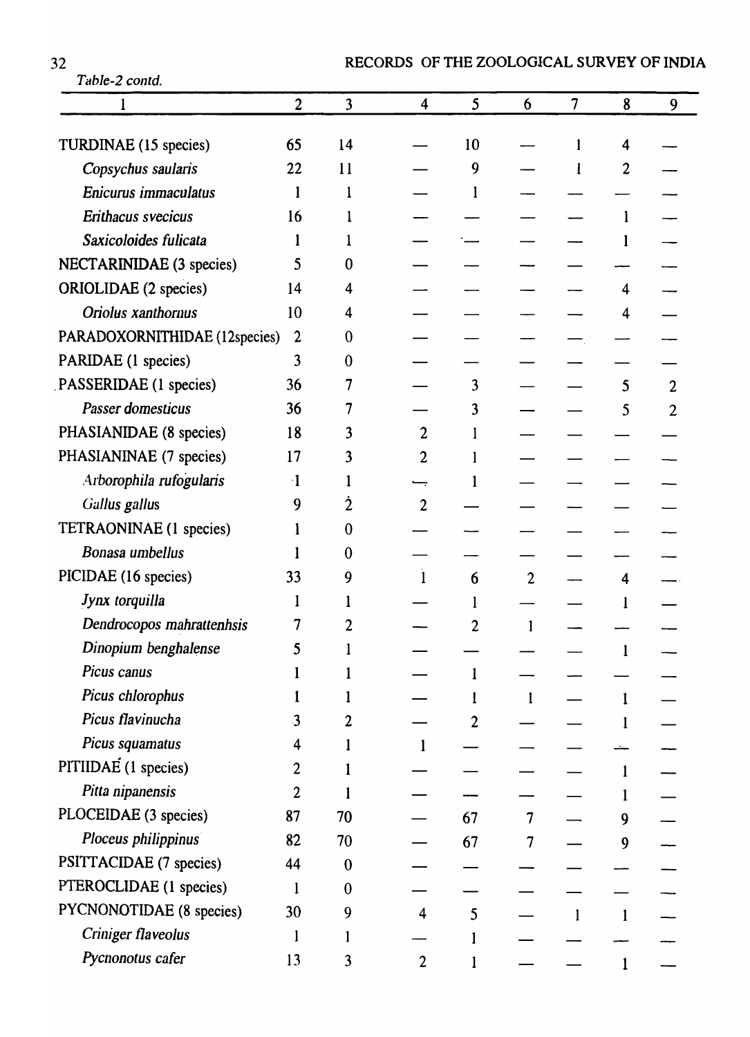*Table-2 contd.*

| 1 | 2 | 3 | 4 | 5 | 6 | 7 | 8 | 9 |
|---|---|---|---|---|---|---|---|---|
| TURDINAE (15 species) | 65 | 14 | — | 10 | — | 1 | 4 | — |
| *Copsychus saularis* | 22 | 11 | — | 9 | — | 1 | 2 | — |
| *Enicurus immaculatus* | 1 | 1 | — | 1 | — | — | — | — |
| *Erithacus svecicus* | 16 | 1 | — | — | — | — | 1 | — |
| *Saxicoloides fulicata* | 1 | 1 | — | — | — | — | 1 | — |
| NECTARINIDAE (3 species) | 5 | 0 | — | — | — | — | — | — |
| ORIOLIDAE (2 species) | 14 | 4 | — | — | — | — | 4 | — |
| *Oriolus xanthornus* | 10 | 4 | — | — | — | — | 4 | — |
| PARADOXORNITHIDAE (12species) | 2 | 0 | — | — | — | — | — | — |
| PARIDAE (1 species) | 3 | 0 | — | — | — | — | — | — |
| PASSERIDAE (1 species) | 36 | 7 | — | 3 | — | — | 5 | 2 |
| *Passer domesticus* | 36 | 7 | — | 3 | — | — | 5 | 2 |
| PHASIANIDAE (8 species) | 18 | 3 | 2 | 1 | — | — | — | — |
| PHASIANINAE (7 species) | 17 | 3 | 2 | 1 | — | — | — | — |
| *Arborophila rufogularis* | 1 | 1 | — | 1 | — | — | — | — |
| *Gallus gallus* | 9 | 2 | 2 | — | — | — | — | — |
| TETRAONINAE (1 species) | 1 | 0 | — | — | — | — | — | — |
| *Bonasa umbellus* | 1 | 0 | — | — | — | — | — | — |
| PICIDAE (16 species) | 33 | 9 | 1 | 6 | 2 | — | 4 | — |
| *Jynx torquilla* | 1 | 1 | — | 1 | — | — | 1 | — |
| *Dendrocopos mahrattenhsis* | 7 | 2 | — | 2 | 1 | — | — | — |
| *Dinopium benghalense* | 5 | 1 | — | — | — | — | 1 | — |
| *Picus canus* | 1 | 1 | — | 1 | — | — | — | — |
| *Picus chlorophus* | 1 | 1 | — | 1 | 1 | — | 1 | — |
| *Picus flavinucha* | 3 | 2 | — | 2 | — | — | 1 | — |
| *Picus squamatus* | 4 | 1 | 1 | — | — | — | — | — |
| PITIIDAE (1 species) | 2 | 1 | — | — | — | — | 1 | — |
| *Pitta nipanensis* | 2 | 1 | — | — | — | — | 1 | — |
| PLOCEIDAE (3 species) | 87 | 70 | — | 67 | 7 | — | 9 | — |
| *Ploceus philippinus* | 82 | 70 | — | 67 | 7 | — | 9 | — |
| PSITTACIDAE (7 species) | 44 | 0 | — | — | — | — | — | — |
| PTEROCLIDAE (1 species) | 1 | 0 | — | — | — | — | — | — |
| PYCNONOTIDAE (8 species) | 30 | 9 | 4 | 5 | — | 1 | 1 | — |
| *Criniger flaveolus* | 1 | 1 | — | 1 | — | — | — | — |
| *Pycnonotus cafer* | 13 | 3 | 2 | 1 | — | — | 1 | — |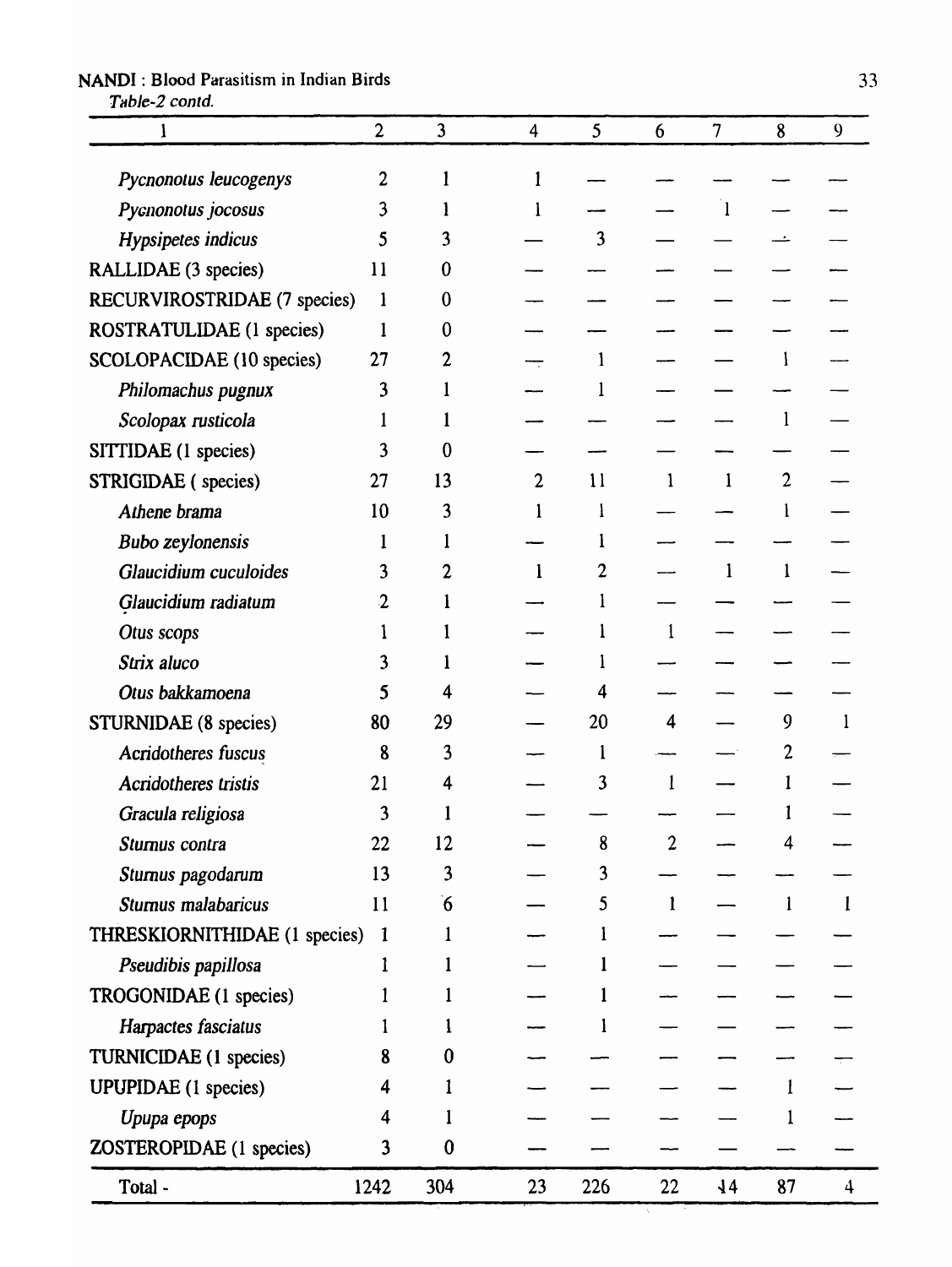*Table-2 contd.*

| 1 | 2 | 3 | 4 | 5 | 6 | 7 | 8 | 9 |
|---|---|---|---|---|---|---|---|---|
| *Pycnonotus leucogenys* | 2 | 1 | 1 | — | — | — | — | — |
| *Pycnonotus jocosus* | 3 | 1 | 1 | — | — | 1 | — | — |
| *Hypsipetes indicus* | 5 | 3 | — | 3 | — | — | — | — |
| RALLIDAE (3 species) | 11 | 0 | — | — | — | — | — | — |
| RECURVIROSTRIDAE (7 species) | 1 | 0 | — | — | — | — | — | — |
| ROSTRATULIDAE (1 species) | 1 | 0 | — | — | — | — | — | — |
| SCOLOPACIDAE (10 species) | 27 | 2 | — | 1 | — | — | 1 | — |
| *Philomachus pugnux* | 3 | 1 | — | 1 | — | — | — | — |
| *Scolopax rusticola* | 1 | 1 | — | — | — | — | 1 | — |
| SITTIDAE (1 species) | 3 | 0 | — | — | — | — | — | — |
| STRIGIDAE ( species) | 27 | 13 | 2 | 11 | 1 | 1 | 2 | — |
| *Athene brama* | 10 | 3 | 1 | 1 | — | — | 1 | — |
| *Bubo zeylonensis* | 1 | 1 | — | 1 | — | — | — | — |
| *Glaucidium cuculoides* | 3 | 2 | 1 | 2 | — | 1 | 1 | — |
| *Glaucidium radiatum* | 2 | 1 | — | 1 | — | — | — | — |
| *Otus scops* | 1 | 1 | — | 1 | 1 | — | — | — |
| *Strix aluco* | 3 | 1 | — | 1 | — | — | — | — |
| *Otus bakkamoena* | 5 | 4 | — | 4 | — | — | — | — |
| STURNIDAE (8 species) | 80 | 29 | — | 20 | 4 | — | 9 | 1 |
| *Acridotheres fuscus* | 8 | 3 | — | 1 | — | — | 2 | — |
| *Acridotheres tristis* | 21 | 4 | — | 3 | 1 | — | 1 | — |
| *Gracula religiosa* | 3 | 1 | — | — | — | — | 1 | — |
| *Sturnus contra* | 22 | 12 | — | 8 | 2 | — | 4 | — |
| *Sturnus pagodarum* | 13 | 3 | — | 3 | — | — | — | — |
| *Sturnus malabaricus* | 11 | 6 | — | 5 | 1 | — | 1 | 1 |
| THRESKIORNITHIDAE (1 species) | 1 | 1 | — | 1 | — | — | — | — |
| *Pseudibis papillosa* | 1 | 1 | — | 1 | — | — | — | — |
| TROGONIDAE (1 species) | 1 | 1 | — | 1 | — | — | — | — |
| *Harpactes fasciatus* | 1 | 1 | — | 1 | — | — | — | — |
| TURNICIDAE (1 species) | 8 | 0 | — | — | — | — | — | — |
| UPUPIDAE (1 species) | 4 | 1 | — | — | — | — | 1 | — |
| *Upupa epops* | 4 | 1 | — | — | — | — | 1 | — |
| ZOSTEROPIDAE (1 species) | 3 | 0 | — | — | — | — | — | — |
| Total - | 1242 | 304 | 23 | 226 | 22 | 14 | 87 | 4 |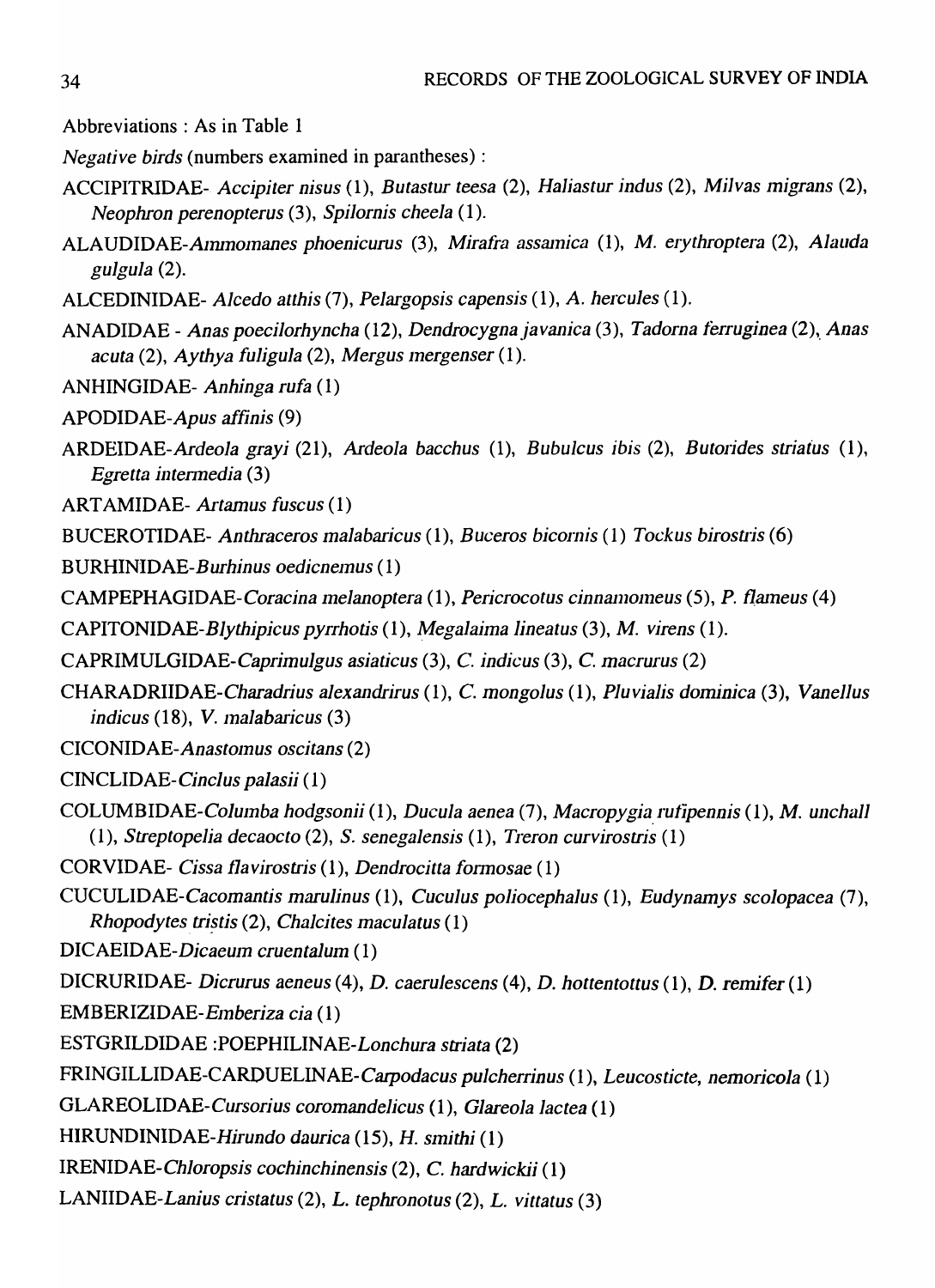Abbreviations : As in Table 1

*Negative birds* (numbers examined in parantheses) :

ACCIPITRIDAE- *Accipiter nisus* (1), *Butastur teesa* (2), *Haliastur indus* (2), *Milvas migrans* (2), *Neophron perenopterus* (3), *Spilornis cheela* (1).

ALAUDIDAE-*Ammomanes phoenicurus* (3), *Mirafra assamica* (1), *M. erythroptera* (2), *Alauda gulgula* (2).

ALCEDINIDAE- *Alcedo atthis* (7), *Pelargopsis capensis* (1), *A. hercules* (1).

ANADIDAE - *Anas poecilorhyncha* (12), *Dendrocygna javanica* (3), *Tadorna ferruginea* (2), *Anas acuta* (2), *Aythya fuligula* (2), *Mergus mergenser* (1).

ANHINGIDAE- *Anhinga rufa* (1)

APODIDAE-*Apus affinis* (9)

ARDEIDAE-*Ardeola grayi* (21), *Ardeola bacchus* (1), *Bubulcus ibis* (2), *Butorides striatus* (1), *Egretta intermedia* (3)

ARTAMIDAE- *Artamus fuscus* (1)

BUCEROTIDAE- *Anthraceros malabaricus* (1), *Buceros bicornis* (1) *Tockus birostris* (6)

BURHINIDAE-*Burhinus oedicnemus* (1)

CAMPEPHAGIDAE-*Coracina melanoptera* (1), *Pericrocotus cinnamomeus* (5), *P. flameus* (4)

CAPITONIDAE-*Blythipicus pyrrhotis* (1), *Megalaima lineatus* (3), *M. virens* (1).

CAPRIMULGIDAE-*Caprimulgus asiaticus* (3), *C. indicus* (3), *C. macrurus* (2)

CHARADRIIDAE-*Charadrius alexandrirus* (1), *C. mongolus* (1), *Pluvialis dominica* (3), *Vanellus indicus* (18), *V. malabaricus* (3)

CICONIDAE-*Anastomus oscitans* (2)

CINCLIDAE-*Cinclus palasii* (1)

COLUMBIDAE-*Columba hodgsonii* (1), *Ducula aenea* (7), *Macropygia rufipennis* (1), *M. unchall* (1), *Streptopelia decaocto* (2), *S. senegalensis* (1), *Treron curvirostris* (1)

CORVIDAE- *Cissa flavirostris* (1), *Dendrocitta formosae* (1)

CUCULIDAE-*Cacomantis marulinus* (1), *Cuculus poliocephalus* (1), *Eudynamys scolopacea* (7), *Rhopodytes tristis* (2), *Chalcites maculatus* (1)

DICAEIDAE-*Dicaeum cruentalum* (1)

DICRURIDAE- *Dicrurus aeneus* (4), *D. caerulescens* (4), *D. hottentottus* (1), *D. remifer* (1)

EMBERIZIDAE-*Emberiza cia* (1)

ESTGRILDIDAE :POEPHILINAE-*Lonchura striata* (2)

FRINGILLIDAE-CARDUELINAE-*Carpodacus pulcherrinus* (1), *Leucosticte, nemoricola* (1)

GLAREOLIDAE-*Cursorius coromandelicus* (1), *Glareola lactea* (1)

HIRUNDINIDAE-*Hirundo daurica* (15), *H. smithi* (1)

IRENIDAE-*Chloropsis cochinchinensis* (2), *C. hardwickii* (1)

LANIIDAE-*Lanius cristatus* (2), *L. tephronotus* (2), *L. vittatus* (3)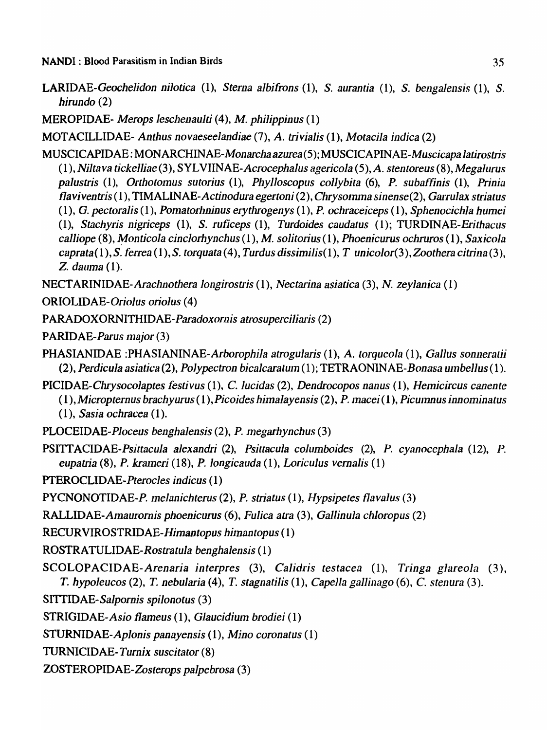LARIDAE-*Geochelidon nilotica* (1), *Sterna albifrons* (1), *S. aurantia* (1), *S. bengalensis* (1), *S. hirundo* (2)

MEROPIDAE- *Merops leschenaulti* (4), *M. philippinus* (1)

MOTACILLIDAE- *Anthus novaeseelandiae* (7), *A. trivialis* (1), *Motacila indica* (2)

MUSCICAPIDAE: MONARCHINAE-*Monarcha azurea* (5); MUSCICAPINAE-*Muscicapa latirostris* (1), *Niltava tickelliae* (3), SYLVIINAE-*Acrocephalus agericola* (5), *A. stentoreus* (8), *Megalurus palustris* (1), *Orthotomus sutorius* (1), *Phylloscopus collybita* (6), *P. subaffinis* (1), *Prinia flaviventris* (1), TIMALINAE-*Actinodura egertoni* (2), *Chrysomma sinense* (2), *Garrulax striatus* (1), *G. pectoralis* (1), *Pomatorhninus erythrogenys* (1), *P. ochraceiceps* (1), *Sphenocichla humei* (1), *Stachyris nigriceps* (1), *S. ruficeps* (1), *Turdoides caudatus* (1); TURDINAE-*Erithacus calliope* (8), *Monticola cinclorhynchus* (1), *M. solitorius* (1), *Phoenicurus ochruros* (1), *Saxicola caprata* (1), *S. ferrea* (1), *S. torquata* (4), *Turdus dissimilis* (1), *T unicolor* (3), *Zoothera citrina* (3), *Z. dauma* (1).

NECTARINIDAE-*Arachnothera longirostris* (1), *Nectarina asiatica* (3), *N. zeylanica* (1)

ORIOLIDAE-*Oriolus oriolus* (4)

PARADOXORNITHIDAE-*Paradoxornis atrosuperciliaris* (2)

PARIDAE-*Parus major* (3)

PHASIANIDAE :PHASIANINAE-*Arborophila atrogularis* (1), *A. torqueola* (1), *Gallus sonneratii* (2), *Perdicula asiatica* (2), *Polypectron bicalcaratum* (1); TETRAONINAE-*Bonasa umbellus* (1).

PICIDAE-*Chrysocolaptes festivus* (1), *C. lucidas* (2), *Dendrocopos nanus* (1), *Hemicircus canente* (1), *Micropternus brachyurus* (1), *Picoides himalayensis* (2), *P. macei* (1), *Picumnus innominatus* (1), *Sasia ochracea* (1).

PLOCEIDAE-*Ploceus benghalensis* (2), *P. megarhynchus* (3)

PSITTACIDAE-*Psittacula alexandri* (2), *Psittacula columboides* (2), *P. cyanocephala* (12), *P. eupatria* (8), *P. krameri* (18), *P. longicauda* (1), *Loriculus vernalis* (1)

PTEROCLIDAE-*Pterocles indicus* (1)

PYCNONOTIDAE-*P. melanichterus* (2), *P. striatus* (1), *Hypsipetes flavalus* (3)

RALLIDAE-*Amaurornis phoenicurus* (6), *Fulica atra* (3), *Gallinula chloropus* (2)

RECURVIROSTRIDAE-*Himantopus himantopus* (1)

ROSTRATULIDAE-*Rostratula benghalensis* (1)

SCOLOPACIDAE-*Arenaria interpres* (3), *Calidris testacea* (1), *Tringa glareola* (3), *T. hypoleucos* (2), *T. nebularia* (4), *T. stagnatilis* (1), *Capella gallinago* (6), *C. stenura* (3).

SITTIDAE-*Salpornis spilonotus* (3)

STRIGIDAE-*Asio flameus* (1), *Glaucidium brodiei* (1)

STURNIDAE-*Aplonis panayensis* (1), *Mino coronatus* (1)

TURNICIDAE-*Turnix suscitator* (8)

ZOSTEROPIDAE-*Zosterops palpebrosa* (3)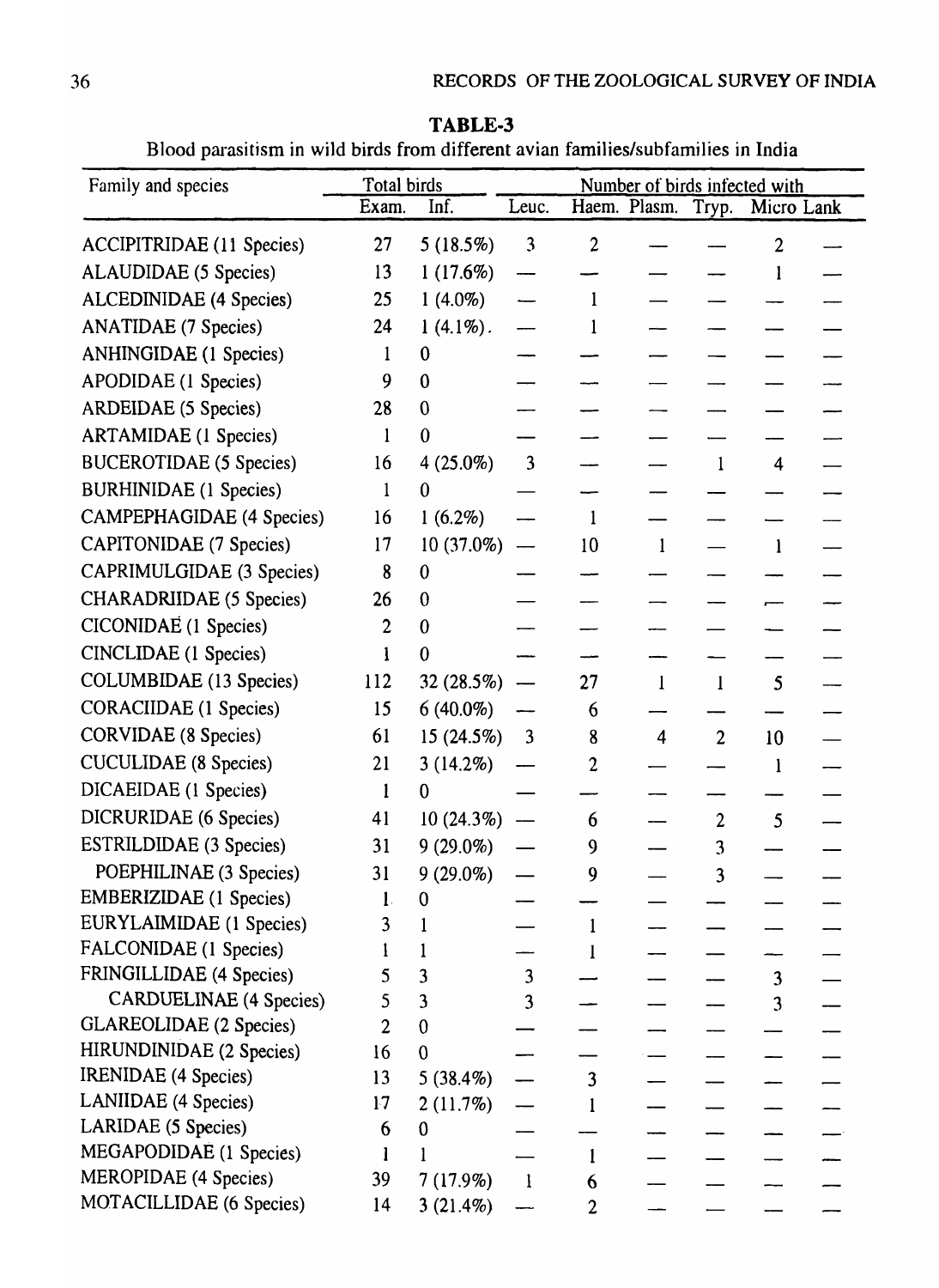**TABLE-3**

Blood parasitism in wild birds from different avian families/subfamilies in India

| Family and species | Total birds | | Number of birds infected with | | | | | |
|---|---|---|---|---|---|---|---|---|
| | Exam. | Inf. | Leuc. | Haem. | Plasm. | Tryp. | Micro | Lank |
| ACCIPITRIDAE (11 Species) | 27 | 5 (18.5%) | 3 | 2 | — | — | 2 | — |
| ALAUDIDAE (5 Species) | 13 | 1 (17.6%) | — | — | — | — | 1 | — |
| ALCEDINIDAE (4 Species) | 25 | 1 (4.0%) | — | 1 | — | — | — | — |
| ANATIDAE (7 Species) | 24 | 1 (4.1%). | — | 1 | — | — | — | — |
| ANHINGIDAE (1 Species) | 1 | 0 | — | — | — | — | — | — |
| APODIDAE (1 Species) | 9 | 0 | — | — | — | — | — | — |
| ARDEIDAE (5 Species) | 28 | 0 | — | — | — | — | — | — |
| ARTAMIDAE (1 Species) | 1 | 0 | — | — | — | — | — | — |
| BUCEROTIDAE (5 Species) | 16 | 4 (25.0%) | 3 | — | — | 1 | 4 | — |
| BURHINIDAE (1 Species) | 1 | 0 | — | — | — | — | — | — |
| CAMPEPHAGIDAE (4 Species) | 16 | 1 (6.2%) | — | 1 | — | — | — | — |
| CAPITONIDAE (7 Species) | 17 | 10 (37.0%) | — | 10 | 1 | — | 1 | — |
| CAPRIMULGIDAE (3 Species) | 8 | 0 | — | — | — | — | — | — |
| CHARADRIIDAE (5 Species) | 26 | 0 | — | — | — | — | — | — |
| CICONIDAE (1 Species) | 2 | 0 | — | — | — | — | — | — |
| CINCLIDAE (1 Species) | 1 | 0 | — | — | — | — | — | — |
| COLUMBIDAE (13 Species) | 112 | 32 (28.5%) | — | 27 | 1 | 1 | 5 | — |
| CORACIIDAE (1 Species) | 15 | 6 (40.0%) | — | 6 | — | — | — | — |
| CORVIDAE (8 Species) | 61 | 15 (24.5%) | 3 | 8 | 4 | 2 | 10 | — |
| CUCULIDAE (8 Species) | 21 | 3 (14.2%) | — | 2 | — | — | 1 | — |
| DICAEIDAE (1 Species) | 1 | 0 | — | — | — | — | — | — |
| DICRURIDAE (6 Species) | 41 | 10 (24.3%) | — | 6 | — | 2 | 5 | — |
| ESTRILDIDAE (3 Species) | 31 | 9 (29.0%) | — | 9 | — | 3 | — | — |
| POEPHILINAE (3 Species) | 31 | 9 (29.0%) | — | 9 | — | 3 | — | — |
| EMBERIZIDAE (1 Species) | 1 | 0 | — | — | — | — | — | — |
| EURYLAIMIDAE (1 Species) | 3 | 1 | — | 1 | — | — | — | — |
| FALCONIDAE (1 Species) | 1 | 1 | — | 1 | — | — | — | — |
| FRINGILLIDAE (4 Species) | 5 | 3 | 3 | — | — | — | 3 | — |
| CARDUELINAE (4 Species) | 5 | 3 | 3 | — | — | — | 3 | — |
| GLAREOLIDAE (2 Species) | 2 | 0 | — | — | — | — | — | — |
| HIRUNDINIDAE (2 Species) | 16 | 0 | — | — | — | — | — | — |
| IRENIDAE (4 Species) | 13 | 5 (38.4%) | — | 3 | — | — | — | — |
| LANIIDAE (4 Species) | 17 | 2 (11.7%) | — | 1 | — | — | — | — |
| LARIDAE (5 Species) | 6 | 0 | — | — | — | — | — | — |
| MEGAPODIDAE (1 Species) | 1 | 1 | — | 1 | — | — | — | — |
| MEROPIDAE (4 Species) | 39 | 7 (17.9%) | 1 | 6 | — | — | — | — |
| MOTACILLIDAE (6 Species) | 14 | 3 (21.4%) | — | 2 | — | — | — | — |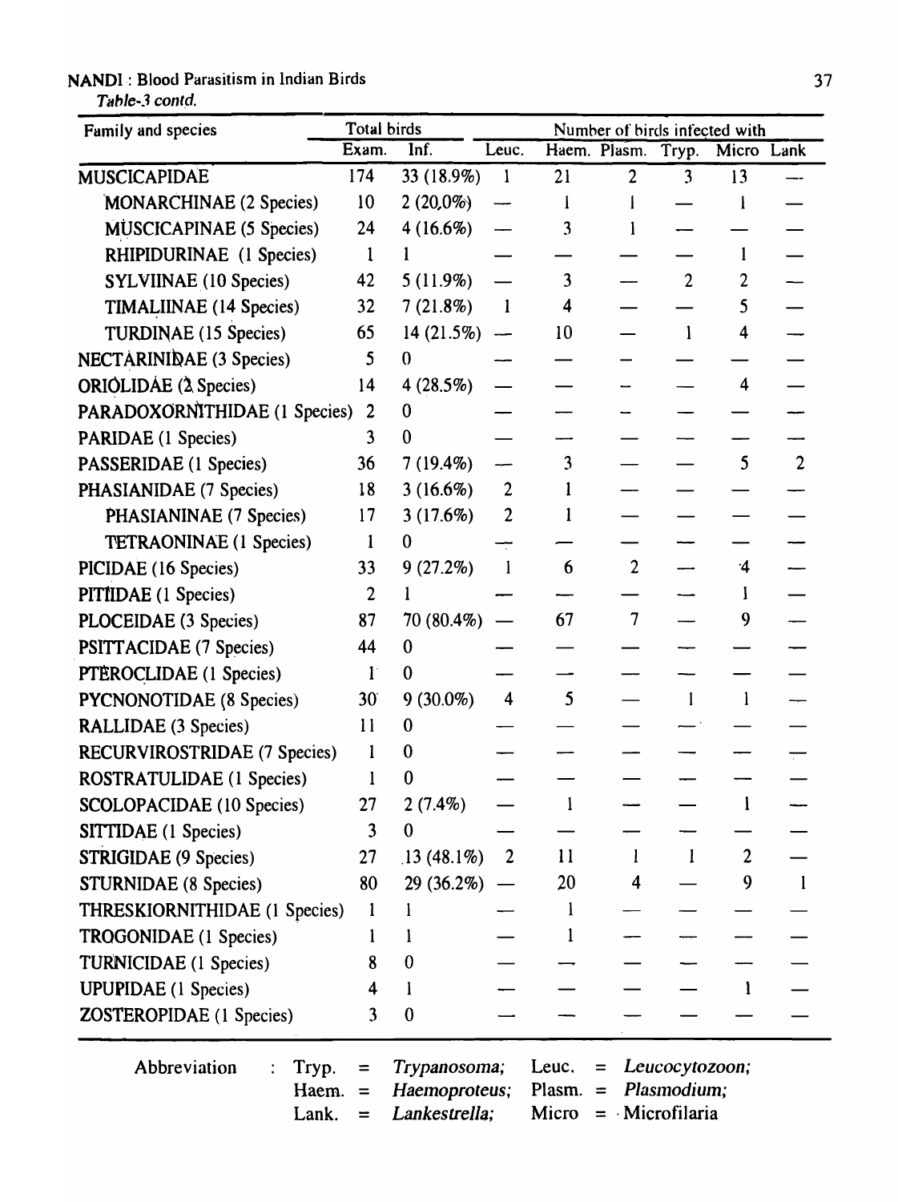*Table-3 contd.*

| Family and species | Total birds | | Number of birds infected with | | | | | |
|---|---|---|---|---|---|---|---|---|
| | Exam. | Inf. | Leuc. | Haem. | Plasm. | Tryp. | Micro | Lank |
| MUSCICAPIDAE | 174 | 33 (18.9%) | 1 | 21 | 2 | 3 | 13 | — |
| MONARCHINAE (2 Species) | 10 | 2 (20.0%) | — | 1 | 1 | — | 1 | — |
| MUSCICAPINAE (5 Species) | 24 | 4 (16.6%) | — | 3 | 1 | — | — | — |
| RHIPIDURINAE (1 Species) | 1 | 1 | — | — | — | — | 1 | — |
| SYLVIINAE (10 Species) | 42 | 5 (11.9%) | — | 3 | — | 2 | 2 | — |
| TIMALIINAE (14 Species) | 32 | 7 (21.8%) | 1 | 4 | — | — | 5 | — |
| TURDINAE (15 Species) | 65 | 14 (21.5%) | — | 10 | — | 1 | 4 | — |
| NECTARINIDAE (3 Species) | 5 | 0 | — | — | — | — | — | — |
| ORIOLIDAE (2 Species) | 14 | 4 (28.5%) | — | — | — | — | 4 | — |
| PARADOXORNITHIDAE (1 Species) | 2 | 0 | — | — | — | — | — | — |
| PARIDAE (1 Species) | 3 | 0 | — | — | — | — | — | — |
| PASSERIDAE (1 Species) | 36 | 7 (19.4%) | — | 3 | — | — | 5 | 2 |
| PHASIANIDAE (7 Species) | 18 | 3 (16.6%) | 2 | 1 | — | — | — | — |
| PHASIANINAE (7 Species) | 17 | 3 (17.6%) | 2 | 1 | — | — | — | — |
| TETRAONINAE (1 Species) | 1 | 0 | — | — | — | — | — | — |
| PICIDAE (16 Species) | 33 | 9 (27.2%) | 1 | 6 | 2 | — | 4 | — |
| PITTIDAE (1 Species) | 2 | 1 | — | — | — | — | 1 | — |
| PLOCEIDAE (3 Species) | 87 | 70 (80.4%) | — | 67 | 7 | — | 9 | — |
| PSITTACIDAE (7 Species) | 44 | 0 | — | — | — | — | — | — |
| PTEROCLIDAE (1 Species) | 1 | 0 | — | — | — | — | — | — |
| PYCNONOTIDAE (8 Species) | 30 | 9 (30.0%) | 4 | 5 | — | 1 | 1 | — |
| RALLIDAE (3 Species) | 11 | 0 | — | — | — | — | — | — |
| RECURVIROSTRIDAE (7 Species) | 1 | 0 | — | — | — | — | — | — |
| ROSTRATULIDAE (1 Species) | 1 | 0 | — | — | — | — | — | — |
| SCOLOPACIDAE (10 Species) | 27 | 2 (7.4%) | — | 1 | — | — | 1 | — |
| SITTIDAE (1 Species) | 3 | 0 | — | — | — | — | — | — |
| STRIGIDAE (9 Species) | 27 | 13 (48.1%) | 2 | 11 | 1 | 1 | 2 | — |
| STURNIDAE (8 Species) | 80 | 29 (36.2%) | — | 20 | 4 | — | 9 | 1 |
| THRESKIORNITHIDAE (1 Species) | 1 | 1 | — | 1 | — | — | — | — |
| TROGONIDAE (1 Species) | 1 | 1 | — | 1 | — | — | — | — |
| TURNICIDAE (1 Species) | 8 | 0 | — | — | — | — | — | — |
| UPUPIDAE (1 Species) | 4 | 1 | — | — | — | — | 1 | — |
| ZOSTEROPIDAE (1 Species) | 3 | 0 | — | — | — | — | — | — |

Abbreviation : Tryp. = *Trypanosoma*; Leuc. = *Leucocytozoon*; Haem. = *Haemoproteus*; Plasm. = *Plasmodium*; Lank. = *Lankestrella*; Micro = Microfilaria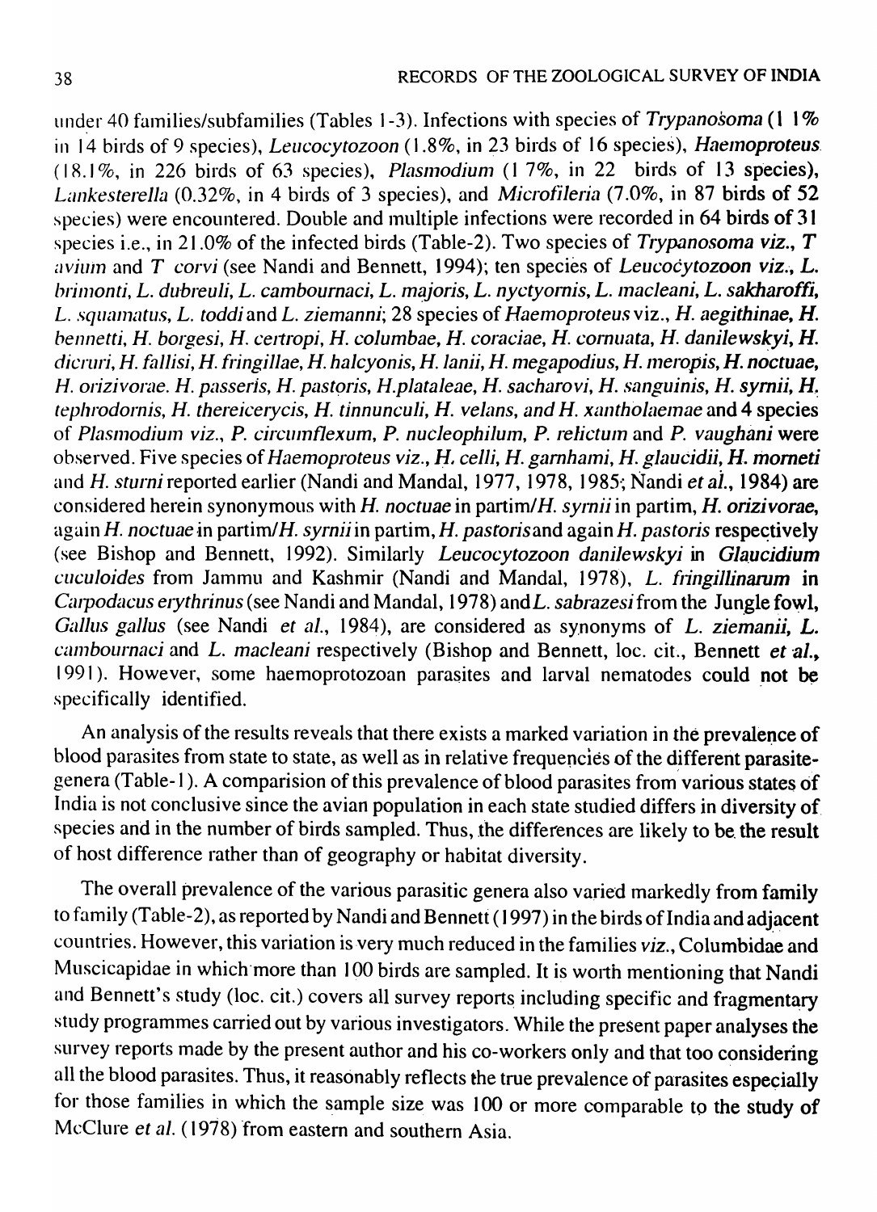under 40 families/subfamilies (Tables 1-3). Infections with species of *Trypanosoma* (1 1% in 14 birds of 9 species), *Leucocytozoon* (1.8%, in 23 birds of 16 species), *Haemoproteus* (18.1%, in 226 birds of 63 species), *Plasmodium* (1 7%, in 22 birds of 13 species), *Lankesterella* (0.32%, in 4 birds of 3 species), and *Microfileria* (7.0%, in 87 birds of 52 species) were encountered. Double and multiple infections were recorded in 64 birds of 31 species i.e., in 21.0% of the infected birds (Table-2). Two species of *Trypanosoma viz., T avium* and *T corvi* (see Nandi and Bennett, 1994); ten species of *Leucocytozoon viz., L. brimonti, L. dubreuli, L. cambournaci, L. majoris, L. nyctyornis, L. macleani, L. sakharoffi, L. squamatus, L. toddi* and *L. ziemanni*; 28 species of *Haemoproteus* viz., *H. aegithinae, H. bennetti, H. borgesi, H. certropi, H. columbae, H. coraciae, H. cornuata, H. danilewskyi, H. dicruri, H. fallisi, H. fringillae, H. halcyonis, H. lanii, H. megapodius, H. meropis, H. noctuae, H. orizivorae. H. passeris, H. pastoris, H.plataleae, H. sacharovi, H. sanguinis, H. syrnii, H. tephrodornis, H. thereicerycis, H. tinnunculi, H. velans, and H. xantholaemae* and 4 species of *Plasmodium viz., P. circumflexum, P. nucleophilum, P. relictum* and *P. vaughani* were observed. Five species of *Haemoproteus viz., H. celli, H. garnhami, H. glaucidii, H. morneti* and *H. sturni* reported earlier (Nandi and Mandal, 1977, 1978, 1985; Nandi *et al.*, 1984) are considered herein synonymous with *H. noctuae* in partim/*H. syrnii* in partim, *H. orizivorae*, again *H. noctuae* in partim/*H. syrnii* in partim, *H. pastoris* and again *H. pastoris* respectively (see Bishop and Bennett, 1992). Similarly *Leucocytozoon danilewskyi* in *Glaucidium cuculoides* from Jammu and Kashmir (Nandi and Mandal, 1978), *L. fringillinarum* in *Carpodacus erythrinus* (see Nandi and Mandal, 1978) and *L. sabrazesi* from the Jungle fowl, *Gallus gallus* (see Nandi *et al.*, 1984), are considered as synonyms of *L. ziemanii, L. cambournaci* and *L. macleani* respectively (Bishop and Bennett, loc. cit., Bennett *et al.*, 1991). However, some haemoprotozoan parasites and larval nematodes could not be specifically identified.

An analysis of the results reveals that there exists a marked variation in the prevalence of blood parasites from state to state, as well as in relative frequencies of the different parasite-genera (Table-1). A comparision of this prevalence of blood parasites from various states of India is not conclusive since the avian population in each state studied differs in diversity of species and in the number of birds sampled. Thus, the differences are likely to be the result of host difference rather than of geography or habitat diversity.

The overall prevalence of the various parasitic genera also varied markedly from family to family (Table-2), as reported by Nandi and Bennett (1997) in the birds of India and adjacent countries. However, this variation is very much reduced in the families *viz.*, Columbidae and Muscicapidae in which more than 100 birds are sampled. It is worth mentioning that Nandi and Bennett's study (loc. cit.) covers all survey reports including specific and fragmentary study programmes carried out by various investigators. While the present paper analyses the survey reports made by the present author and his co-workers only and that too considering all the blood parasites. Thus, it reasonably reflects the true prevalence of parasites especially for those families in which the sample size was 100 or more comparable to the study of McClure *et al.* (1978) from eastern and southern Asia.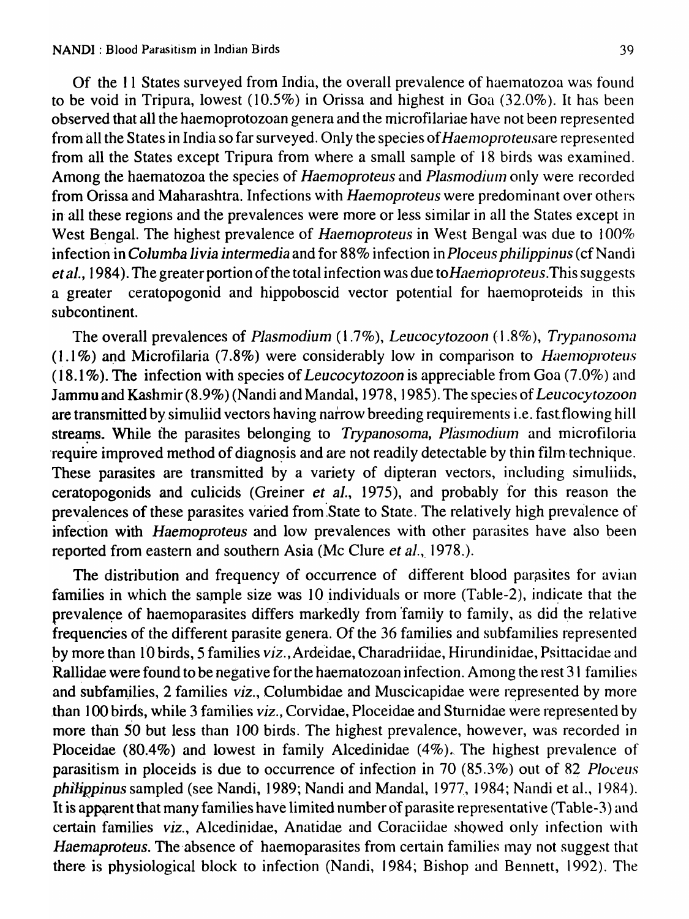Of the 11 States surveyed from India, the overall prevalence of haematozoa was found to be void in Tripura, lowest (10.5%) in Orissa and highest in Goa (32.0%). It has been observed that all the haemoprotozoan genera and the microfilariae have not been represented from all the States in India so far surveyed. Only the species of *Haemoproteus*are represented from all the States except Tripura from where a small sample of 18 birds was examined. Among the haematozoa the species of *Haemoproteus* and *Plasmodium* only were recorded from Orissa and Maharashtra. Infections with *Haemoproteus* were predominant over others in all these regions and the prevalences were more or less similar in all the States except in West Bengal. The highest prevalence of *Haemoproteus* in West Bengal was due to 100% infection in *Columba livia intermedia* and for 88% infection in *Ploceus philippinus* (cf Nandi *et al.*, 1984). The greater portion of the total infection was due to*Haemoproteus*.This suggests a greater ceratopogonid and hippoboscid vector potential for haemoproteids in this subcontinent.

The overall prevalences of *Plasmodium* (1.7%), *Leucocytozoon* (1.8%), *Trypanosoma* (1.1%) and Microfilaria (7.8%) were considerably low in comparison to *Haemoproteus* (18.1%). The infection with species of *Leucocytozoon* is appreciable from Goa (7.0%) and Jammu and Kashmir (8.9%) (Nandi and Mandal, 1978, 1985). The species of *Leucocytozoon* are transmitted by simuliid vectors having narrow breeding requirements i.e. fast flowing hill streams. While the parasites belonging to *Trypanosoma, Plasmodium* and microfiloria require improved method of diagnosis and are not readily detectable by thin film technique. These parasites are transmitted by a variety of dipteran vectors, including simuliids, ceratopogonids and culicids (Greiner *et al.*, 1975), and probably for this reason the prevalences of these parasites varied from State to State. The relatively high prevalence of infection with *Haemoproteus* and low prevalences with other parasites have also been reported from eastern and southern Asia (Mc Clure *et al.*, 1978.).

The distribution and frequency of occurrence of different blood parasites for avian families in which the sample size was 10 individuals or more (Table-2), indicate that the prevalence of haemoparasites differs markedly from family to family, as did the relative frequencies of the different parasite genera. Of the 36 families and subfamilies represented by more than 10 birds, 5 families *viz.*, Ardeidae, Charadriidae, Hirundinidae, Psittacidae and Rallidae were found to be negative for the haematozoan infection. Among the rest 31 families and subfamilies, 2 families *viz.*, Columbidae and Muscicapidae were represented by more than 100 birds, while 3 families *viz.*, Corvidae, Ploceidae and Sturnidae were represented by more than 50 but less than 100 birds. The highest prevalence, however, was recorded in Ploceidae (80.4%) and lowest in family Alcedinidae (4%). The highest prevalence of parasitism in ploceids is due to occurrence of infection in 70 (85.3%) out of 82 *Ploceus philippinus* sampled (see Nandi, 1989; Nandi and Mandal, 1977, 1984; Nandi et al., 1984). It is apparent that many families have limited number of parasite representative (Table-3) and certain families *viz.*, Alcedinidae, Anatidae and Coraciidae showed only infection with *Haemaproteus*. The absence of haemoparasites from certain families may not suggest that there is physiological block to infection (Nandi, 1984; Bishop and Bennett, 1992). The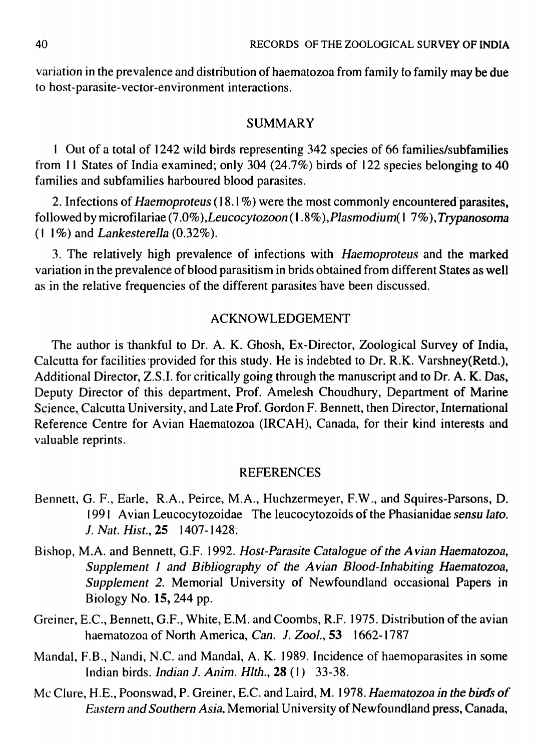variation in the prevalence and distribution of haematozoa from family to family may be due to host-parasite-vector-environment interactions.

## SUMMARY

1 Out of a total of 1242 wild birds representing 342 species of 66 families/subfamilies from 11 States of India examined; only 304 (24.7%) birds of 122 species belonging to 40 families and subfamilies harboured blood parasites.

2. Infections of *Haemoproteus* (18.1%) were the most commonly encountered parasites, followed by microfilariae (7.0%), *Leucocytozoon* (1.8%), *Plasmodium* (1 7%), *Trypanosoma* (1 1%) and *Lankesterella* (0.32%).

3. The relatively high prevalence of infections with *Haemoproteus* and the marked variation in the prevalence of blood parasitism in brids obtained from different States as well as in the relative frequencies of the different parasites have been discussed.

## ACKNOWLEDGEMENT

The author is thankful to Dr. A. K. Ghosh, Ex-Director, Zoological Survey of India, Calcutta for facilities provided for this study. He is indebted to Dr. R.K. Varshney(Retd.), Additional Director, Z.S.I. for critically going through the manuscript and to Dr. A. K. Das, Deputy Director of this department, Prof. Amelesh Choudhury, Department of Marine Science, Calcutta University, and Late Prof. Gordon F. Bennett, then Director, International Reference Centre for Avian Haematozoa (IRCAH), Canada, for their kind interests and valuable reprints.

## REFERENCES

Bennett, G. F., Earle, R.A., Peirce, M.A., Huchzermeyer, F.W., and Squires-Parsons, D. 1991 Avian Leucocytozoidae The leucocytozoids of the Phasianidae *sensu lato*. *J. Nat. Hist.*, **25** 1407-1428.

Bishop, M.A. and Bennett, G.F. 1992. *Host-Parasite Catalogue of the Avian Haematozoa, Supplement 1 and Bibliography of the Avian Blood-Inhabiting Haematozoa, Supplement 2.* Memorial University of Newfoundland occasional Papers in Biology No. **15,** 244 pp.

Greiner, E.C., Bennett, G.F., White, E.M. and Coombs, R.F. 1975. Distribution of the avian haematozoa of North America, *Can. J. Zool.*, **53** 1662-1787

Mandal, F.B., Nandi, N.C. and Mandal, A. K. 1989. Incidence of haemoparasites in some Indian birds. *Indian J. Anim. Hlth.*, **28** (1) 33-38.

Mc Clure, H.E., Poonswad, P. Greiner, E.C. and Laird, M. 1978. *Haematozoa in the birds of Eastern and Southern Asia*, Memorial University of Newfoundland press, Canada,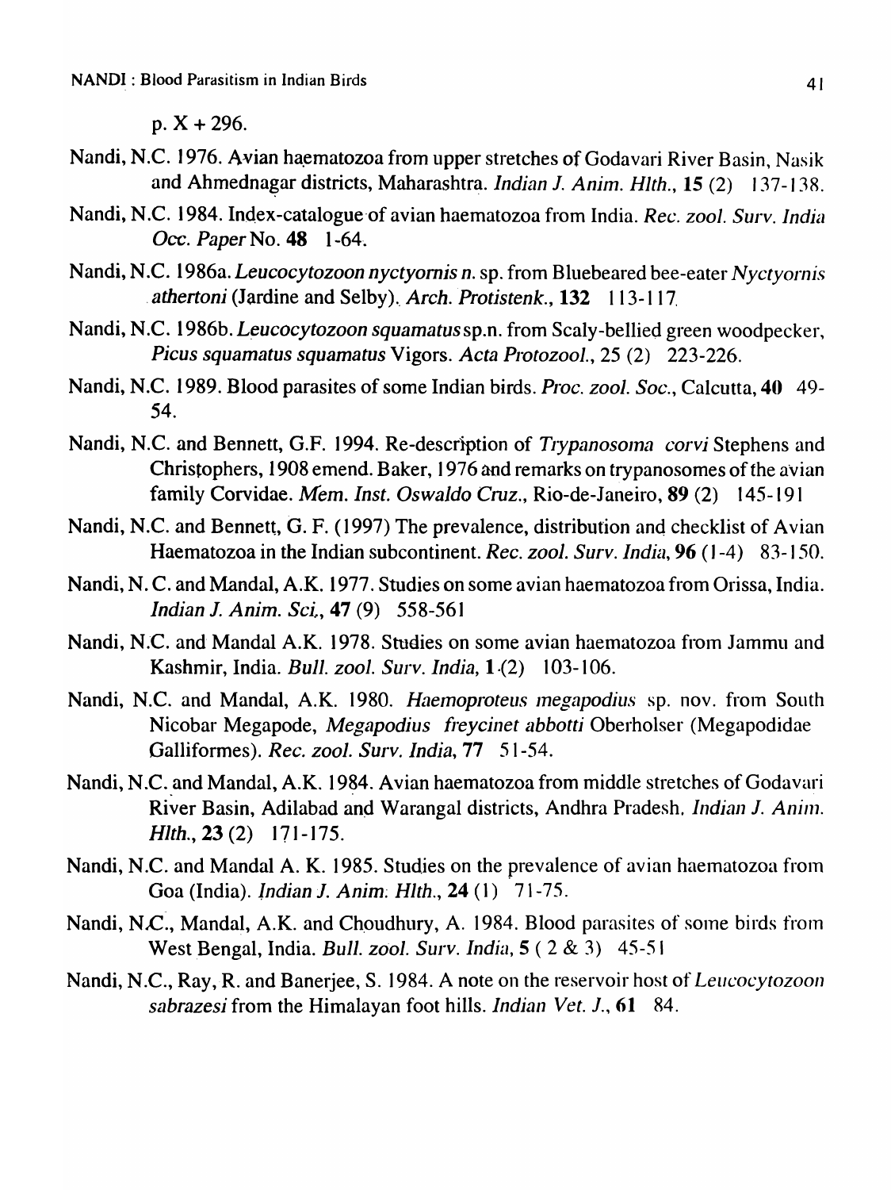p. X + 296.

Nandi, N.C. 1976. Avian haematozoa from upper stretches of Godavari River Basin, Nasik and Ahmednagar districts, Maharashtra. *Indian J. Anim. Hlth.*, **15** (2) 137-138.

Nandi, N.C. 1984. Index-catalogue of avian haematozoa from India. *Rec. zool. Surv. India Occ. Paper* No. **48** 1-64.

Nandi, N.C. 1986a. *Leucocytozoon nyctyornis* n. sp. from Bluebeared bee-eater *Nyctyornis athertoni* (Jardine and Selby). *Arch. Protistenk.*, **132** 113-117.

Nandi, N.C. 1986b. *Leucocytozoon squamatus* sp.n. from Scaly-bellied green woodpecker, *Picus squamatus squamatus* Vigors. *Acta Protozool.*, 25 (2) 223-226.

Nandi, N.C. 1989. Blood parasites of some Indian birds. *Proc. zool. Soc.*, Calcutta, **40** 49-54.

Nandi, N.C. and Bennett, G.F. 1994. Re-description of *Trypanosoma corvi* Stephens and Christophers, 1908 emend. Baker, 1976 and remarks on trypanosomes of the avian family Corvidae. *Mem. Inst. Oswaldo Cruz.*, Rio-de-Janeiro, **89** (2) 145-191

Nandi, N.C. and Bennett, G. F. (1997) The prevalence, distribution and checklist of Avian Haematozoa in the Indian subcontinent. *Rec. zool. Surv. India*, **96** (1-4) 83-150.

Nandi, N. C. and Mandal, A.K. 1977. Studies on some avian haematozoa from Orissa, India. *Indian J. Anim. Sci.*, **47** (9) 558-561

Nandi, N.C. and Mandal A.K. 1978. Studies on some avian haematozoa from Jammu and Kashmir, India. *Bull. zool. Surv. India*, **1** (2) 103-106.

Nandi, N.C. and Mandal, A.K. 1980. *Haemoproteus megapodius* sp. nov. from South Nicobar Megapode, *Megapodius freycinet abbotti* Oberholser (Megapodidae Galliformes). *Rec. zool. Surv. India*, **77** 51-54.

Nandi, N.C. and Mandal, A.K. 1984. Avian haematozoa from middle stretches of Godavari River Basin, Adilabad and Warangal districts, Andhra Pradesh. *Indian J. Anim. Hlth.*, **23** (2) 171-175.

Nandi, N.C. and Mandal A. K. 1985. Studies on the prevalence of avian haematozoa from Goa (India). *Indian J. Anim. Hlth.*, **24** (1) 71-75.

Nandi, N.C., Mandal, A.K. and Choudhury, A. 1984. Blood parasites of some birds from West Bengal, India. *Bull. zool. Surv. India*, **5** ( 2 & 3) 45-51

Nandi, N.C., Ray, R. and Banerjee, S. 1984. A note on the reservoir host of *Leucocytozoon sabrazesi* from the Himalayan foot hills. *Indian Vet. J.*, **61** 84.